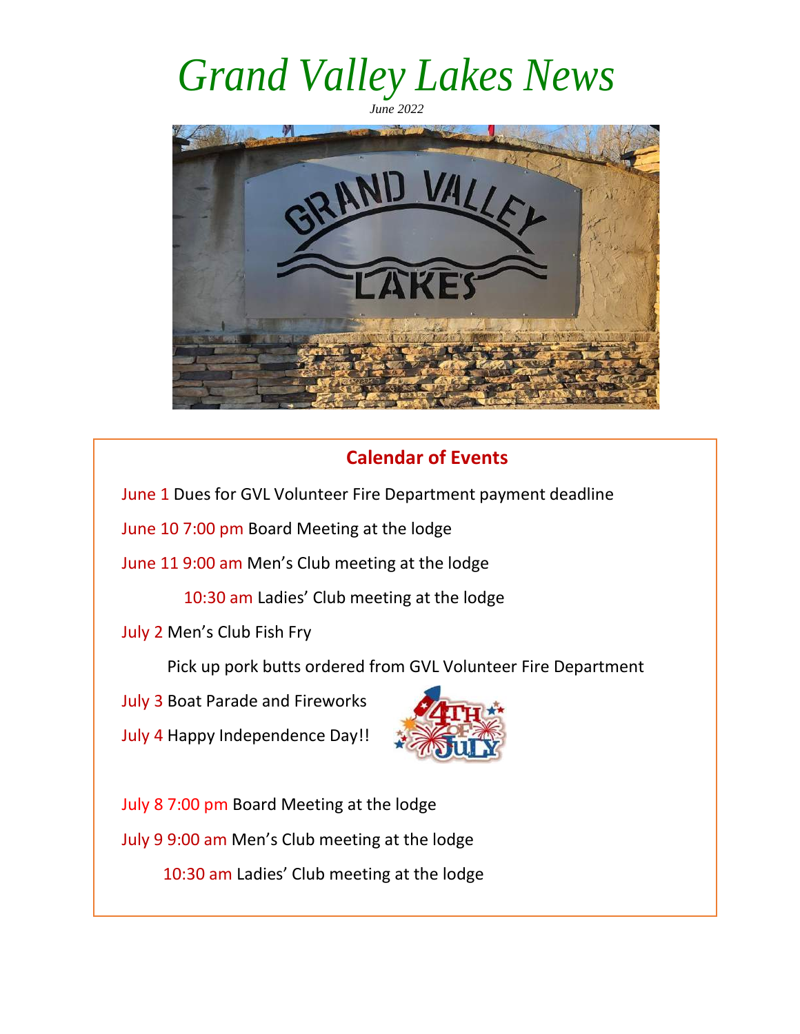# *Grand Valley Lakes News*

*June 2022*

## Calendar of Events

June 1 Dues for GVL Volunteer Fire Department payment deadline

June 10 7:00 pm Board Meeting at the lodge

June 11 9:00 am Men's Club meeting at the lodge

10:30 am Ladies' Club meeting at the lodge

July 2 Men's Club Fish Fry

Pick up pork butts ordered from GVL Volunteer Fire Department

July 3 Boat Parade and Fireworks

July 4 Happy Independence Day!!

July 8 7:00 pm Board Meeting at the lodge

July 9 9:00 am Men's Club meeting at the lodge

10:30 am Ladies' Club meeting at the lodge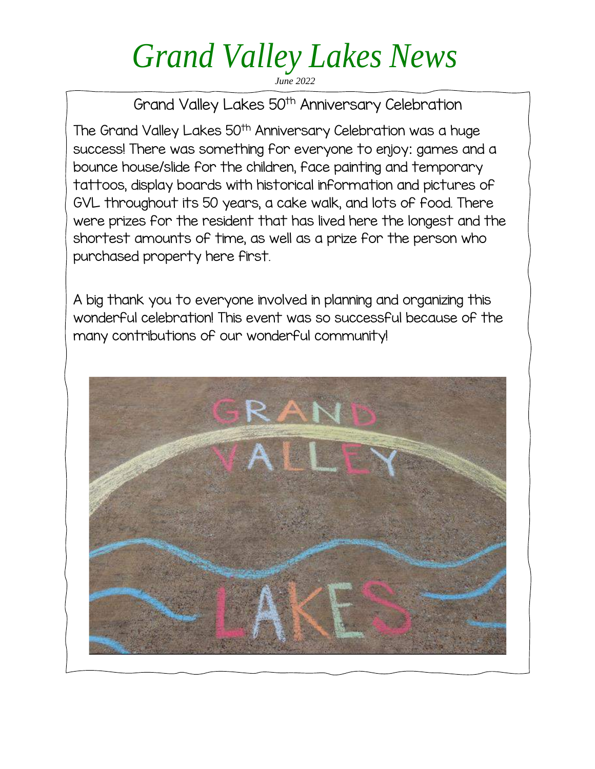# Grand Valley Lakes News

*June 2022*

## Grand Valley Lakes 50th Anniversary Celebration

The Grand Valley Lakes 50th Anniversary Celebration was a huge success! There was something for everyone to enjoy: games and a bounce house/slide for the children, face painting and temporary tattoos, display boards with historical information and pictures of GVL throughout its 50 years, a cake walk, and lots of food. There were prizes for the resident that has lived here the longest and the shortest amounts of time, as well as a prize for the person who purchased property here first.

A big thank you to everyone involved in planning and organizing this wonderful celebration! This event was so successful because of the many contributions of our wonderful community!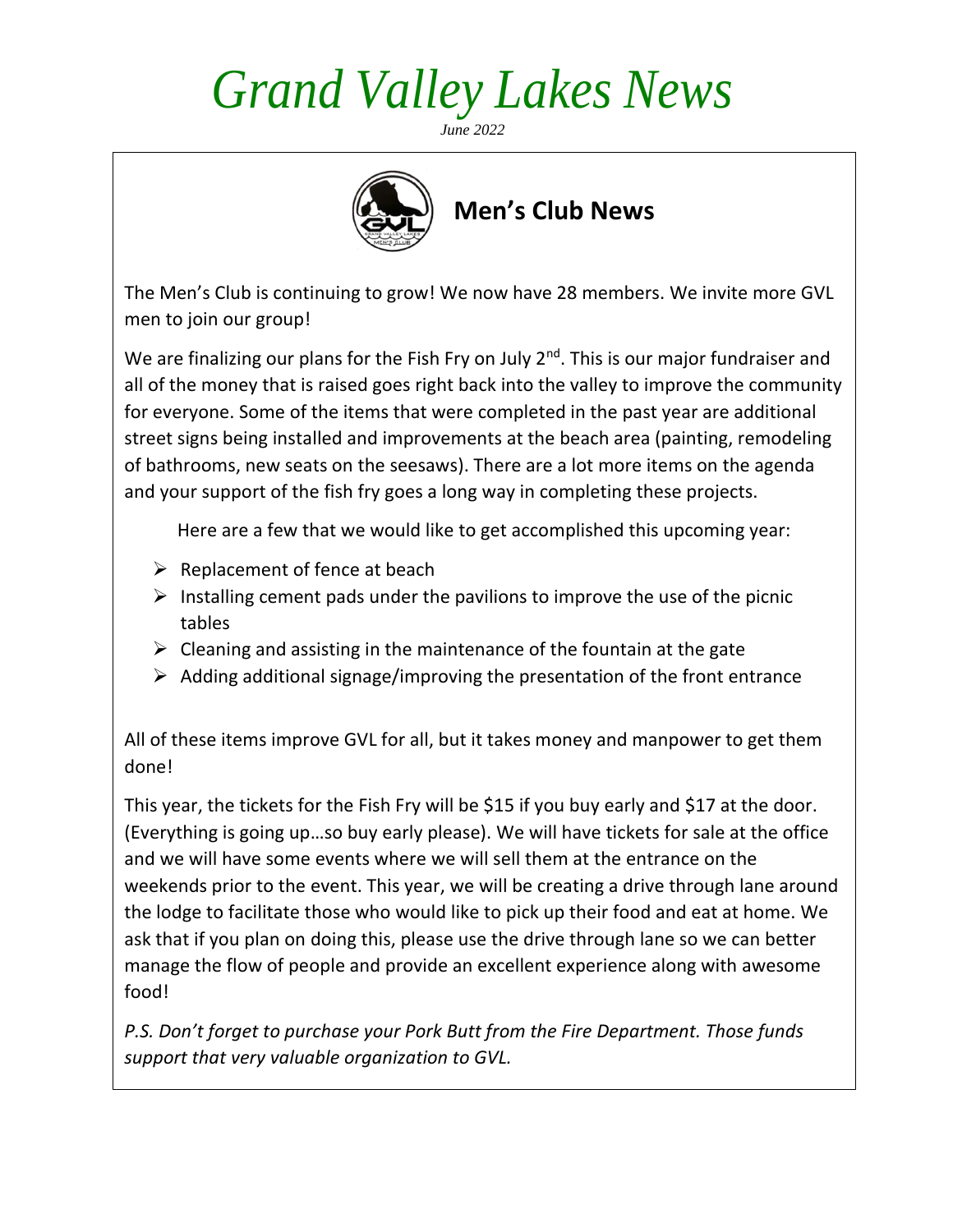# Grand Valley Lakes News

*June 2022*

## Men's Club News

The Men's Club is continuing to grow! We now have 28 members. We invite more GVL men to join our group!

We are finalizing our plans for the Fish Fry on July 2nd. This is our major fundraiser and all of the money that is raised goes right back into the valley to improve the community for everyone. Some of the items that were completed in the past year are additional street signs being installed and improvements at the beach area (painting, remodeling of bathrooms, new seats on the seesaws). There are a lot more items on the agenda and your support of the fish fry goes a long way in completing these projects.

Here are a few that we would like to get accomplished this upcoming year:

- Replacement of fence at beach
- Installing cement pads under the pavilions to improve the use of the picnic tables
- Cleaning and assisting in the maintenance of the fountain at the gate
- Adding additional signage/improving the presentation of the front entrance

All of these items improve GVL for all, but it takes money and manpower to get them done!

This year, the tickets for the Fish Fry will be $15 if you buy early and $17 at the door. (Everything is going up…so buy early please). We will have tickets for sale at the office and we will have some events where we will sell them at the entrance on the weekends prior to the event. This year, we will be creating a drive through lane around the lodge to facilitate those who would like to pick up their food and eat at home. We ask that if you plan on doing this, please use the drive through lane so we can better manage the flow of people and provide an excellent experience along with awesome food!

*P.S. Don't forget to purchase your Pork Butt from the Fire Department. Those funds support that very valuable organization to GVL.*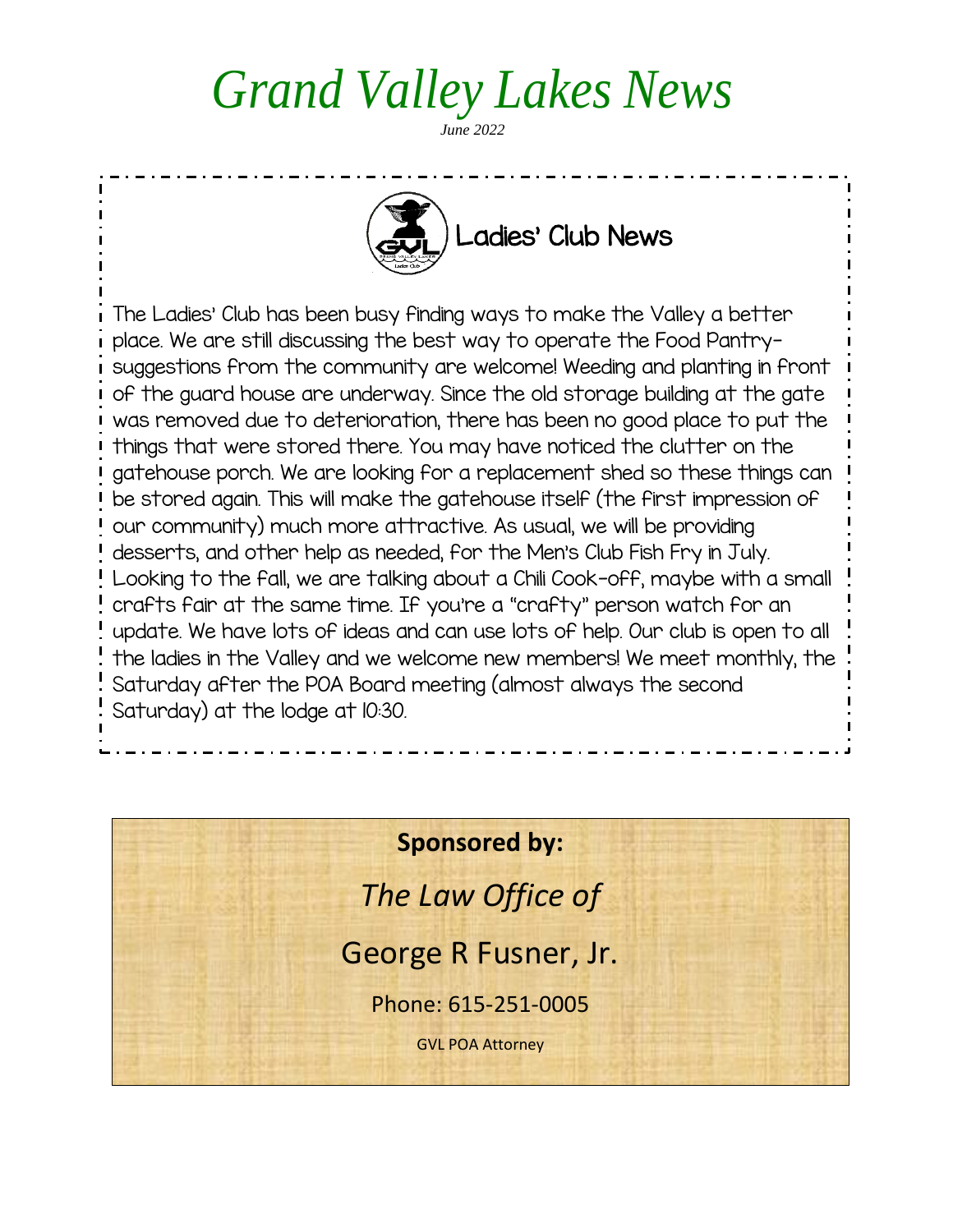# Grand Valley Lakes News

*June 2022*

## Ladies' Club News

The Ladies' Club has been busy finding ways to make the Valley a better place. We are still discussing the best way to operate the Food Pantry-suggestions from the community are welcome! Weeding and planting in front of the guard house are underway. Since the old storage building at the gate was removed due to deterioration, there has been no good place to put the things that were stored there. You may have noticed the clutter on the gatehouse porch. We are looking for a replacement shed so these things can be stored again. This will make the gatehouse itself (the first impression of our community) much more attractive. As usual, we will be providing desserts, and other help as needed, for the Men's Club Fish Fry in July. Looking to the fall, we are talking about a Chili Cook-off, maybe with a small crafts fair at the same time. If you're a "crafty" person watch for an update. We have lots of ideas and can use lots of help. Our club is open to all the ladies in the Valley and we welcome new members! We meet monthly, the Saturday after the POA Board meeting (almost always the second Saturday) at the lodge at 10:30.

**Sponsored by:**

*The Law Office of*

George R Fusner, Jr.

Phone: 615-251-0005

GVL POA Attorney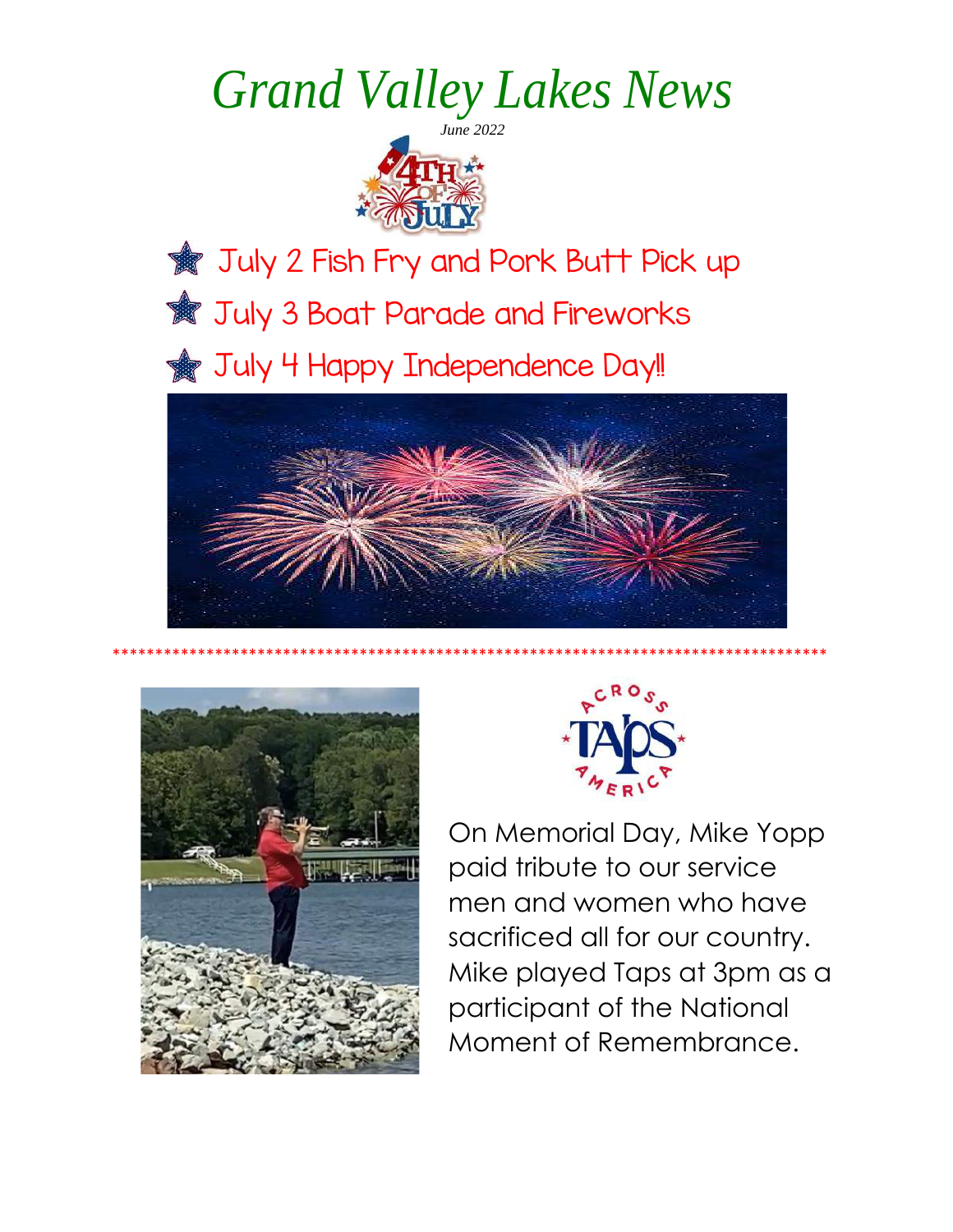# Grand Valley Lakes News

*June 2022*

- July 2 Fish Fry and Pork Butt Pick up
- July 3 Boat Parade and Fireworks
- July 4 Happy Independence Day!!

*****************************************************************************************

On Memorial Day, Mike Yopp paid tribute to our service men and women who have sacrificed all for our country. Mike played Taps at 3pm as a participant of the National Moment of Remembrance.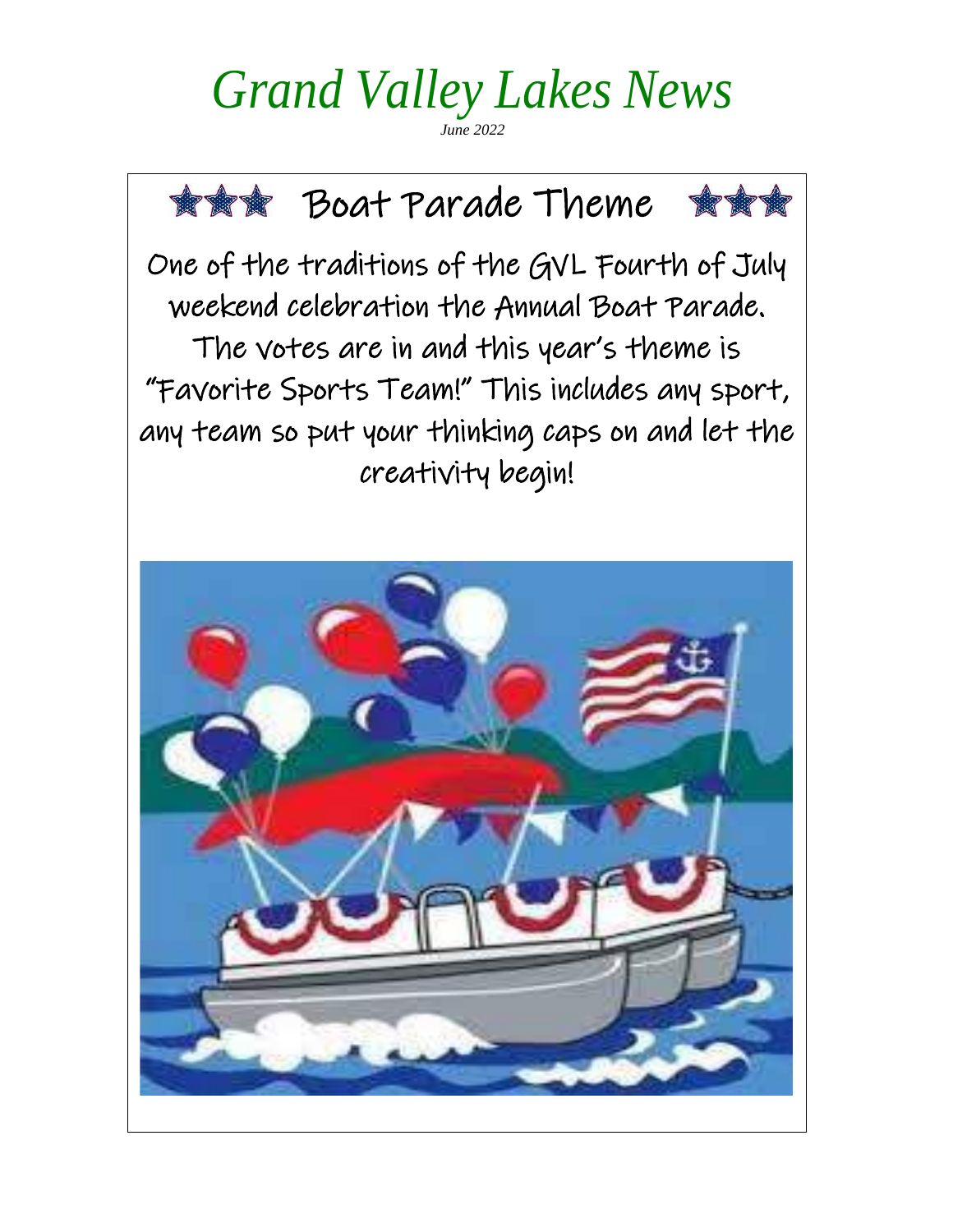# Grand Valley Lakes News

*June 2022*

## ★★★ Boat Parade Theme ★★★

One of the traditions of the GVL Fourth of July weekend celebration the Annual Boat Parade. The votes are in and this year's theme is "Favorite Sports Team!" This includes any sport, any team so put your thinking caps on and let the creativity begin!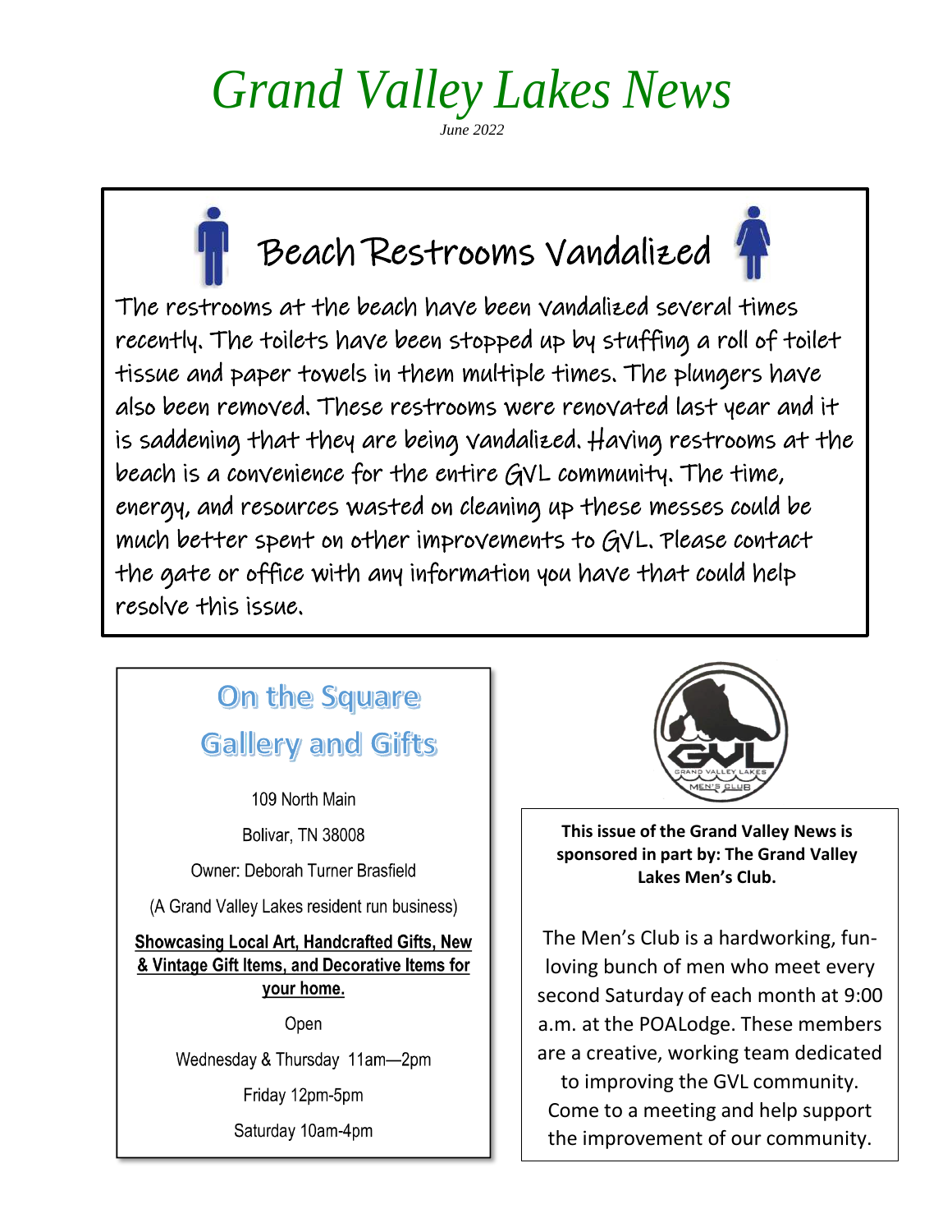# Grand Valley Lakes News

*June 2022*

## Beach Restrooms Vandalized

The restrooms at the beach have been vandalized several times recently. The toilets have been stopped up by stuffing a roll of toilet tissue and paper towels in them multiple times. The plungers have also been removed. These restrooms were renovated last year and it is saddening that they are being vandalized. Having restrooms at the beach is a convenience for the entire GVL community. The time, energy, and resources wasted on cleaning up these messes could be much better spent on other improvements to GVL. Please contact the gate or office with any information you have that could help resolve this issue.

## On the Square Gallery and Gifts

109 North Main

Bolivar, TN 38008

Owner: Deborah Turner Brasfield

(A Grand Valley Lakes resident run business)

**Showcasing Local Art, Handcrafted Gifts, New & Vintage Gift Items, and Decorative Items for your home.**

Open

Wednesday & Thursday 11am—2pm

Friday 12pm-5pm

Saturday 10am-4pm

GVL Grand Valley Lakes Men's Club

**This issue of the Grand Valley News is sponsored in part by: The Grand Valley Lakes Men's Club.**

The Men's Club is a hardworking, fun-loving bunch of men who meet every second Saturday of each month at 9:00 a.m. at the POALodge. These members are a creative, working team dedicated to improving the GVL community. Come to a meeting and help support the improvement of our community.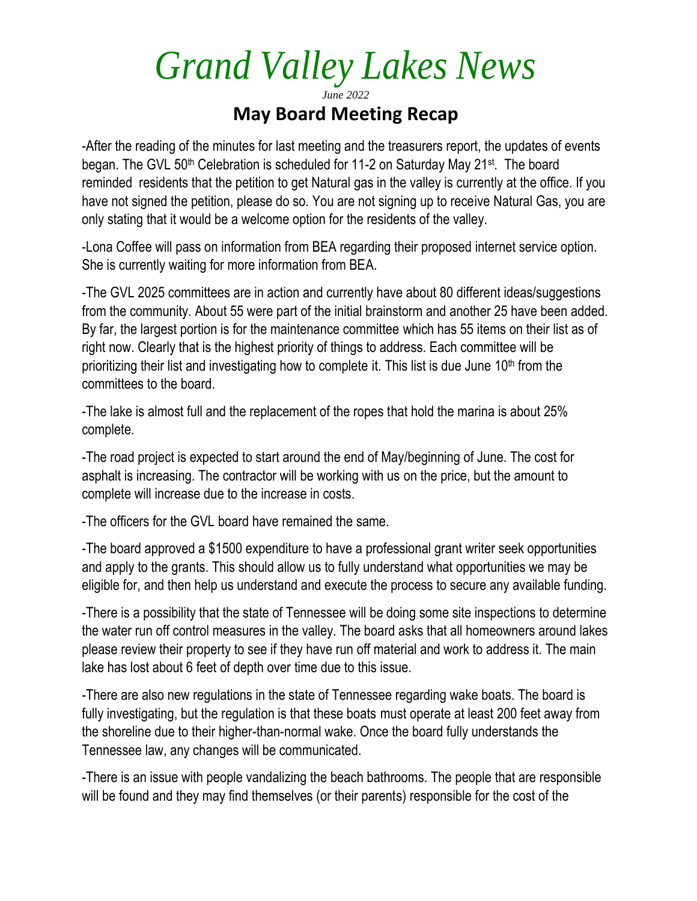# Grand Valley Lakes News

*June 2022*

## May Board Meeting Recap

-After the reading of the minutes for last meeting and the treasurers report, the updates of events began. The GVL 50th Celebration is scheduled for 11-2 on Saturday May 21st. The board reminded residents that the petition to get Natural gas in the valley is currently at the office. If you have not signed the petition, please do so. You are not signing up to receive Natural Gas, you are only stating that it would be a welcome option for the residents of the valley.

-Lona Coffee will pass on information from BEA regarding their proposed internet service option. She is currently waiting for more information from BEA.

-The GVL 2025 committees are in action and currently have about 80 different ideas/suggestions from the community. About 55 were part of the initial brainstorm and another 25 have been added. By far, the largest portion is for the maintenance committee which has 55 items on their list as of right now. Clearly that is the highest priority of things to address. Each committee will be prioritizing their list and investigating how to complete it. This list is due June 10th from the committees to the board.

-The lake is almost full and the replacement of the ropes that hold the marina is about 25% complete.

-The road project is expected to start around the end of May/beginning of June. The cost for asphalt is increasing. The contractor will be working with us on the price, but the amount to complete will increase due to the increase in costs.

-The officers for the GVL board have remained the same.

-The board approved a $1500 expenditure to have a professional grant writer seek opportunities and apply to the grants. This should allow us to fully understand what opportunities we may be eligible for, and then help us understand and execute the process to secure any available funding.

-There is a possibility that the state of Tennessee will be doing some site inspections to determine the water run off control measures in the valley. The board asks that all homeowners around lakes please review their property to see if they have run off material and work to address it. The main lake has lost about 6 feet of depth over time due to this issue.

-There are also new regulations in the state of Tennessee regarding wake boats. The board is fully investigating, but the regulation is that these boats must operate at least 200 feet away from the shoreline due to their higher-than-normal wake. Once the board fully understands the Tennessee law, any changes will be communicated.

-There is an issue with people vandalizing the beach bathrooms. The people that are responsible will be found and they may find themselves (or their parents) responsible for the cost of the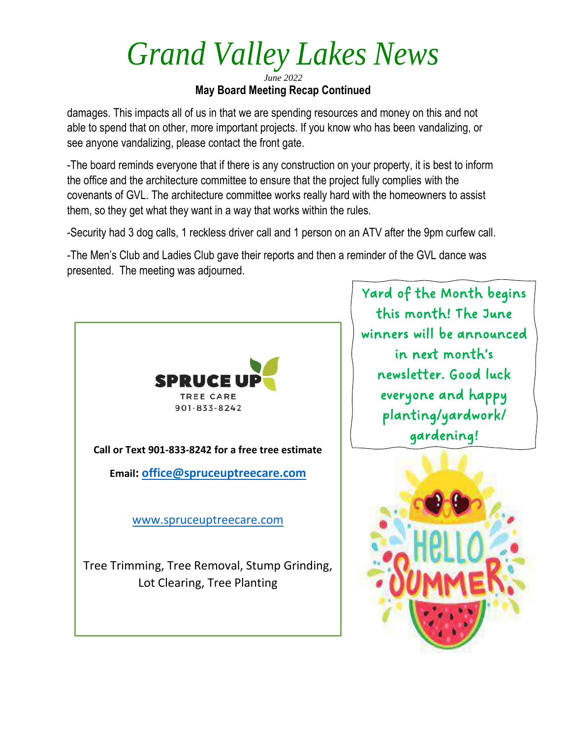# Grand Valley Lakes News

*June 2022*

**May Board Meeting Recap Continued**

damages. This impacts all of us in that we are spending resources and money on this and not able to spend that on other, more important projects. If you know who has been vandalizing, or see anyone vandalizing, please contact the front gate.

-The board reminds everyone that if there is any construction on your property, it is best to inform the office and the architecture committee to ensure that the project fully complies with the covenants of GVL. The architecture committee works really hard with the homeowners to assist them, so they get what they want in a way that works within the rules.

-Security had 3 dog calls, 1 reckless driver call and 1 person on an ATV after the 9pm curfew call.

-The Men's Club and Ladies Club gave their reports and then a reminder of the GVL dance was presented. The meeting was adjourned.

Yard of the Month begins this month! The June winners will be announced in next month's newsletter. Good luck everyone and happy planting/yardwork/gardening!

SPRUCE UP
TREE CARE
901-833-8242

**Call or Text 901-833-8242 for a free tree estimate**

**Email: office@spruceuptreecare.com**

www.spruceuptreecare.com

Tree Trimming, Tree Removal, Stump Grinding, Lot Clearing, Tree Planting

HELLO SUMMER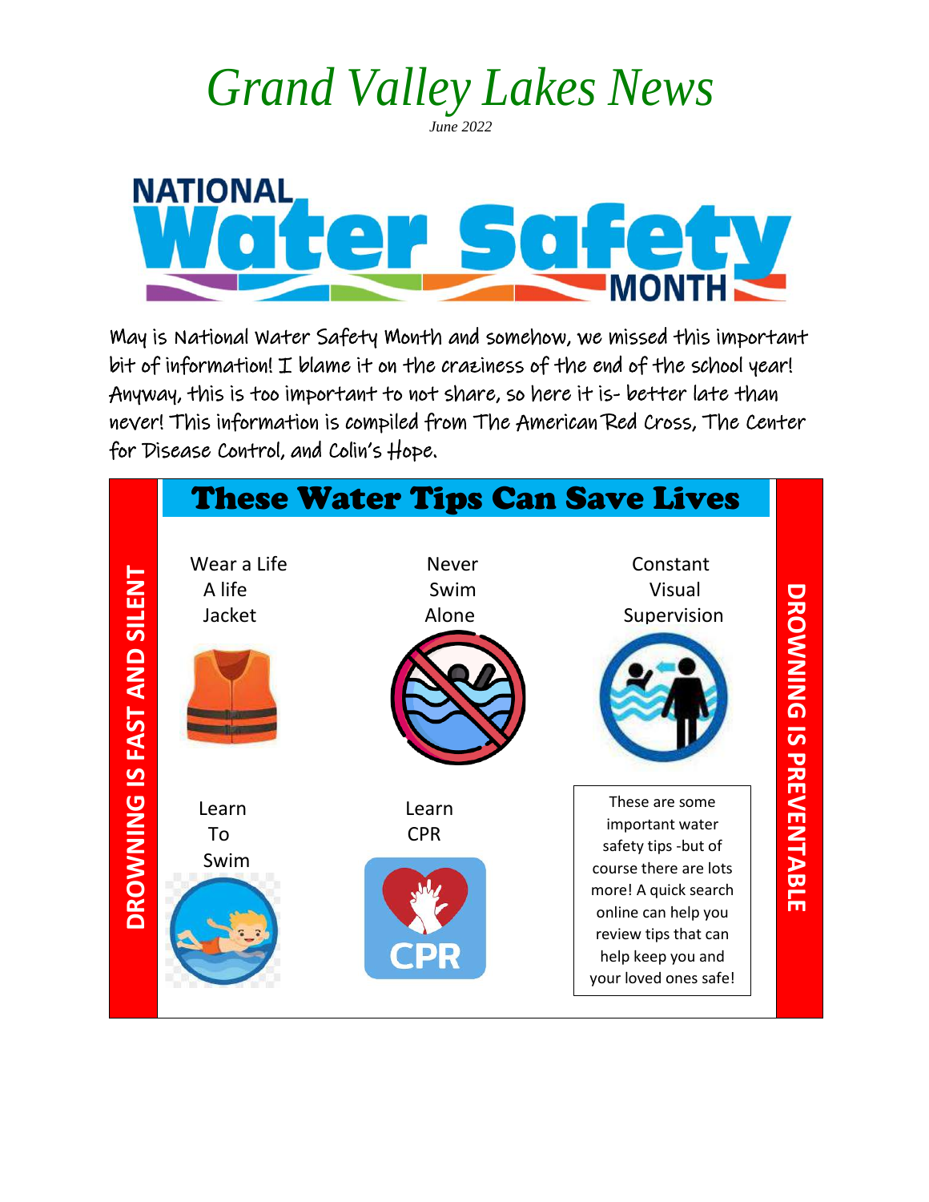# *Grand Valley Lakes News*

*June 2022*

NATIONAL Water Safety MONTH

May is National Water Safety Month and somehow, we missed this important bit of information! I blame it on the craziness of the end of the school year! Anyway, this is too important to not share, so here it is- better late than never! This information is compiled from The American Red Cross, The Center for Disease Control, and Colin's Hope.

## These Water Tips Can Save Lives

**DROWNING IS FAST AND SILENT**

- Wear a Life A life Jacket
- Never Swim Alone
- Constant Visual Supervision
- Learn To Swim
- Learn CPR

These are some important water safety tips -but of course there are lots more! A quick search online can help you review tips that can help keep you and your loved ones safe!

**DROWNING IS PREVENTABLE**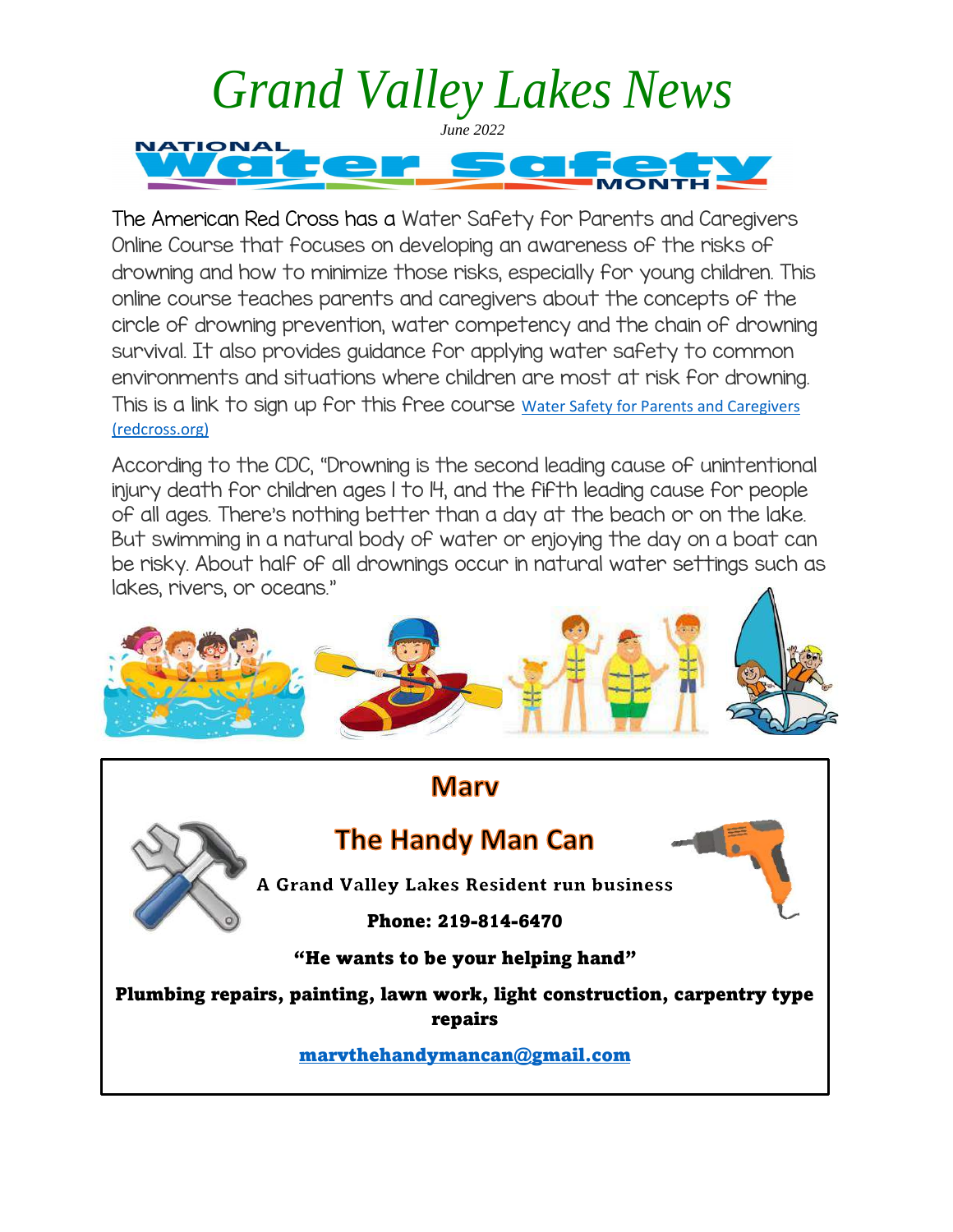# Grand Valley Lakes News

*June 2022*

## National Water Safety Month

The American Red Cross has a Water Safety for Parents and Caregivers Online Course that focuses on developing an awareness of the risks of drowning and how to minimize those risks, especially for young children. This online course teaches parents and caregivers about the concepts of the circle of drowning prevention, water competency and the chain of drowning survival. It also provides guidance for applying water safety to common environments and situations where children are most at risk for drowning. This is a link to sign up for this free course [Water Safety for Parents and Caregivers (redcross.org)](redcross.org)

According to the CDC, "Drowning is the second leading cause of unintentional injury death for children ages 1 to 14, and the fifth leading cause for people of all ages. There's nothing better than a day at the beach or on the lake. But swimming in a natural body of water or enjoying the day on a boat can be risky. About half of all drownings occur in natural water settings such as lakes, rivers, or oceans."

## Marv

## The Handy Man Can

**A Grand Valley Lakes Resident run business**

**Phone: 219-814-6470**

**"He wants to be your helping hand"**

**Plumbing repairs, painting, lawn work, light construction, carpentry type repairs**

**[marvthehandymancan@gmail.com](mailto:marvthehandymancan@gmail.com)**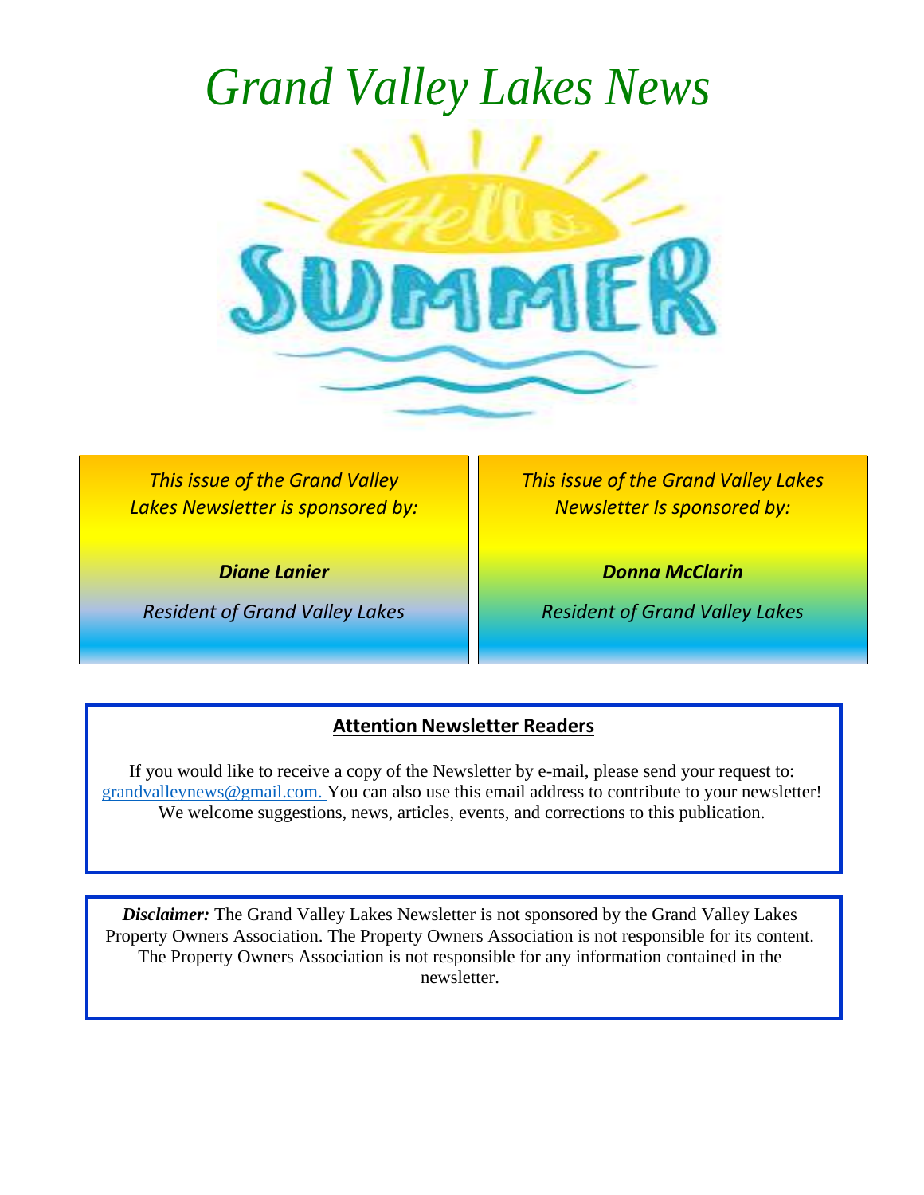# *Grand Valley Lakes News*

*This issue of the Grand Valley Lakes Newsletter is sponsored by:*

***Diane Lanier***

*Resident of Grand Valley Lakes*

*This issue of the Grand Valley Lakes Newsletter Is sponsored by:*

***Donna McClarin***

*Resident of Grand Valley Lakes*

**Attention Newsletter Readers**

If you would like to receive a copy of the Newsletter by e-mail, please send your request to: grandvalleynews@gmail.com. You can also use this email address to contribute to your newsletter! We welcome suggestions, news, articles, events, and corrections to this publication.

***Disclaimer:*** The Grand Valley Lakes Newsletter is not sponsored by the Grand Valley Lakes Property Owners Association. The Property Owners Association is not responsible for its content. The Property Owners Association is not responsible for any information contained in the newsletter.